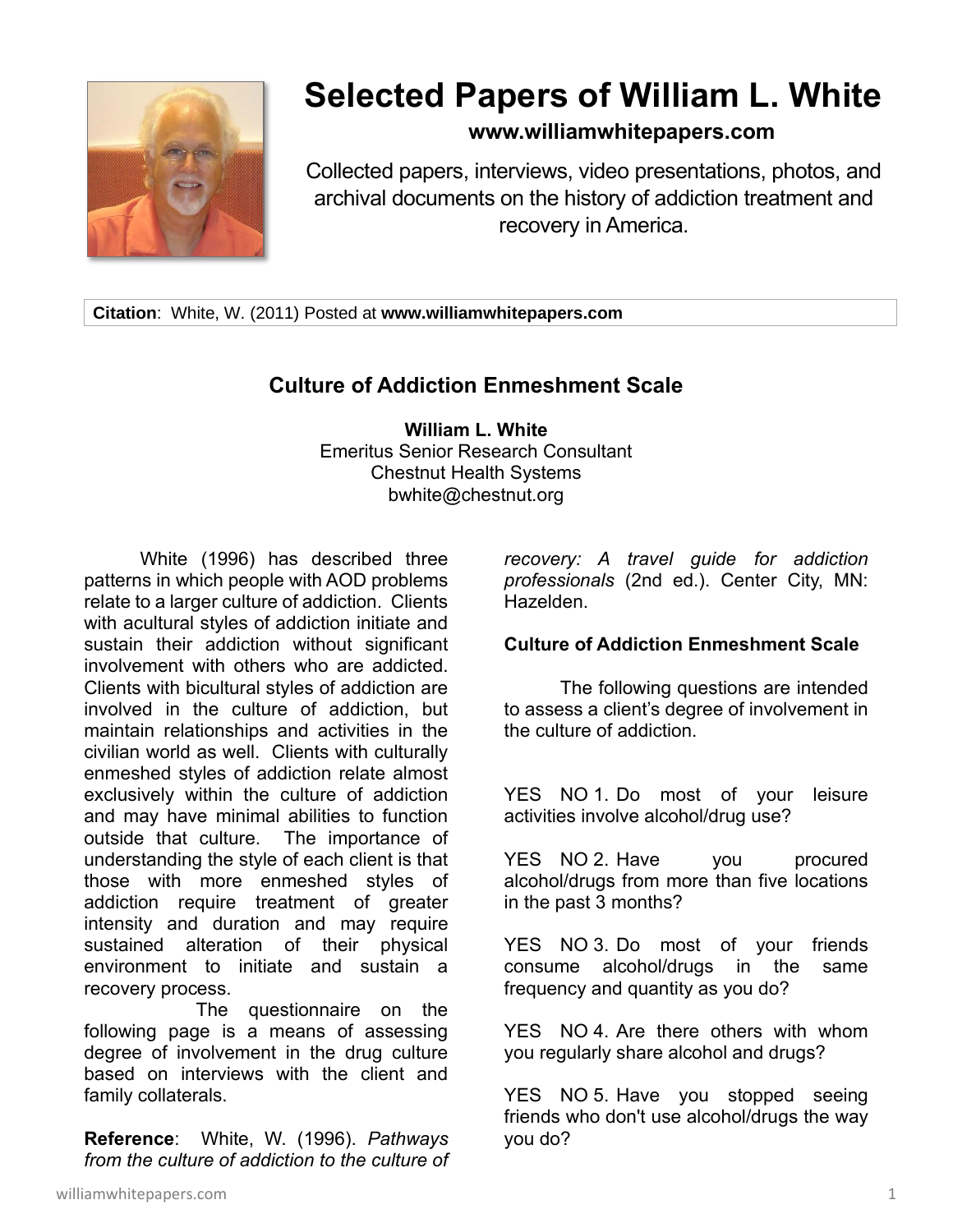# Selected Papers of William L. White

**www.williamwhitepapers.com**

Collected papers, interviews, video presentations, photos, and archival documents on the history of addiction treatment and recovery in America.

**Citation**: White, W. (2011) Posted at **www.williamwhitepapers.com**

## Culture of Addiction Enmeshment Scale

**William L. White**
Emeritus Senior Research Consultant
Chestnut Health Systems
bwhite@chestnut.org

White (1996) has described three patterns in which people with AOD problems relate to a larger culture of addiction. Clients with acultural styles of addiction initiate and sustain their addiction without significant involvement with others who are addicted. Clients with bicultural styles of addiction are involved in the culture of addiction, but maintain relationships and activities in the civilian world as well. Clients with culturally enmeshed styles of addiction relate almost exclusively within the culture of addiction and may have minimal abilities to function outside that culture. The importance of understanding the style of each client is that those with more enmeshed styles of addiction require treatment of greater intensity and duration and may require sustained alteration of their physical environment to initiate and sustain a recovery process.

The questionnaire on the following page is a means of assessing degree of involvement in the drug culture based on interviews with the client and family collaterals.

**Reference**: White, W. (1996). *Pathways from the culture of addiction to the culture of recovery: A travel guide for addiction professionals* (2nd ed.). Center City, MN: Hazelden.

### Culture of Addiction Enmeshment Scale

The following questions are intended to assess a client's degree of involvement in the culture of addiction.

YES NO 1. Do most of your leisure activities involve alcohol/drug use?

YES NO 2. Have you procured alcohol/drugs from more than five locations in the past 3 months?

YES NO 3. Do most of your friends consume alcohol/drugs in the same frequency and quantity as you do?

YES NO 4. Are there others with whom you regularly share alcohol and drugs?

YES NO 5. Have you stopped seeing friends who don't use alcohol/drugs the way you do?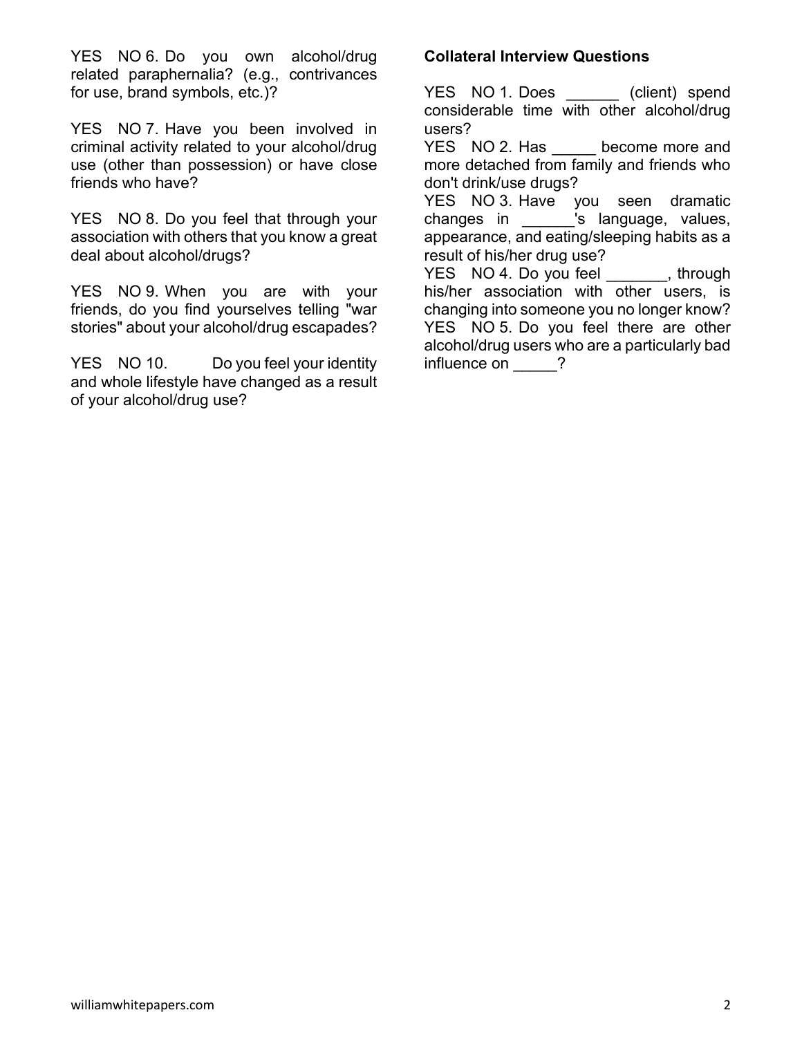YES NO 6. Do you own alcohol/drug related paraphernalia? (e.g., contrivances for use, brand symbols, etc.)?

YES NO 7. Have you been involved in criminal activity related to your alcohol/drug use (other than possession) or have close friends who have?

YES NO 8. Do you feel that through your association with others that you know a great deal about alcohol/drugs?

YES NO 9. When you are with your friends, do you find yourselves telling "war stories" about your alcohol/drug escapades?

YES NO 10. Do you feel your identity and whole lifestyle have changed as a result of your alcohol/drug use?

**Collateral Interview Questions**

YES NO 1. Does ______ (client) spend considerable time with other alcohol/drug users?
YES NO 2. Has _____ become more and more detached from family and friends who don't drink/use drugs?
YES NO 3. Have you seen dramatic changes in ______'s language, values, appearance, and eating/sleeping habits as a result of his/her drug use?
YES NO 4. Do you feel _______, through his/her association with other users, is changing into someone you no longer know?
YES NO 5. Do you feel there are other alcohol/drug users who are a particularly bad influence on _____?